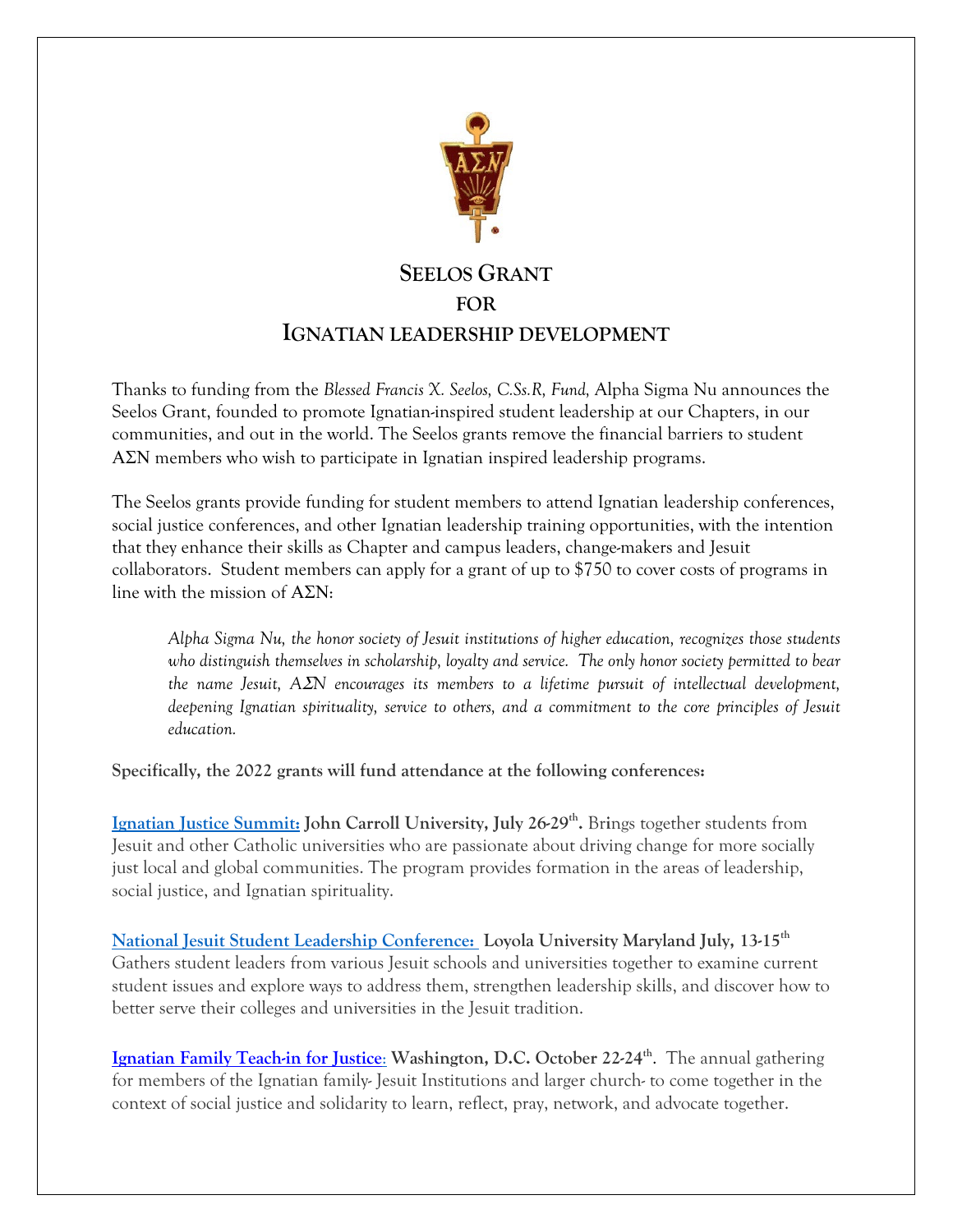# SEELOS GRANT FOR IGNATIAN LEADERSHIP DEVELOPMENT

Thanks to funding from the *Blessed Francis X. Seelos, C.Ss.R, Fund,* Alpha Sigma Nu announces the Seelos Grant, founded to promote Ignatian-inspired student leadership at our Chapters, in our communities, and out in the world. The Seelos grants remove the financial barriers to student AΣN members who wish to participate in Ignatian inspired leadership programs.

The Seelos grants provide funding for student members to attend Ignatian leadership conferences, social justice conferences, and other Ignatian leadership training opportunities, with the intention that they enhance their skills as Chapter and campus leaders, change-makers and Jesuit collaborators. Student members can apply for a grant of up to $750 to cover costs of programs in line with the mission of AΣN:

> *Alpha Sigma Nu, the honor society of Jesuit institutions of higher education, recognizes those students who distinguish themselves in scholarship, loyalty and service. The only honor society permitted to bear the name Jesuit, AΣN encourages its members to a lifetime pursuit of intellectual development, deepening Ignatian spirituality, service to others, and a commitment to the core principles of Jesuit education.*

**Specifically, the 2022 grants will fund attendance at the following conferences:**

**Ignatian Justice Summit: John Carroll University, July 26-29th.** Brings together students from Jesuit and other Catholic universities who are passionate about driving change for more socially just local and global communities. The program provides formation in the areas of leadership, social justice, and Ignatian spirituality.

**National Jesuit Student Leadership Conference: Loyola University Maryland July, 13-15th** Gathers student leaders from various Jesuit schools and universities together to examine current student issues and explore ways to address them, strengthen leadership skills, and discover how to better serve their colleges and universities in the Jesuit tradition.

**Ignatian Family Teach-in for Justice: Washington, D.C. October 22-24th.** The annual gathering for members of the Ignatian family- Jesuit Institutions and larger church- to come together in the context of social justice and solidarity to learn, reflect, pray, network, and advocate together.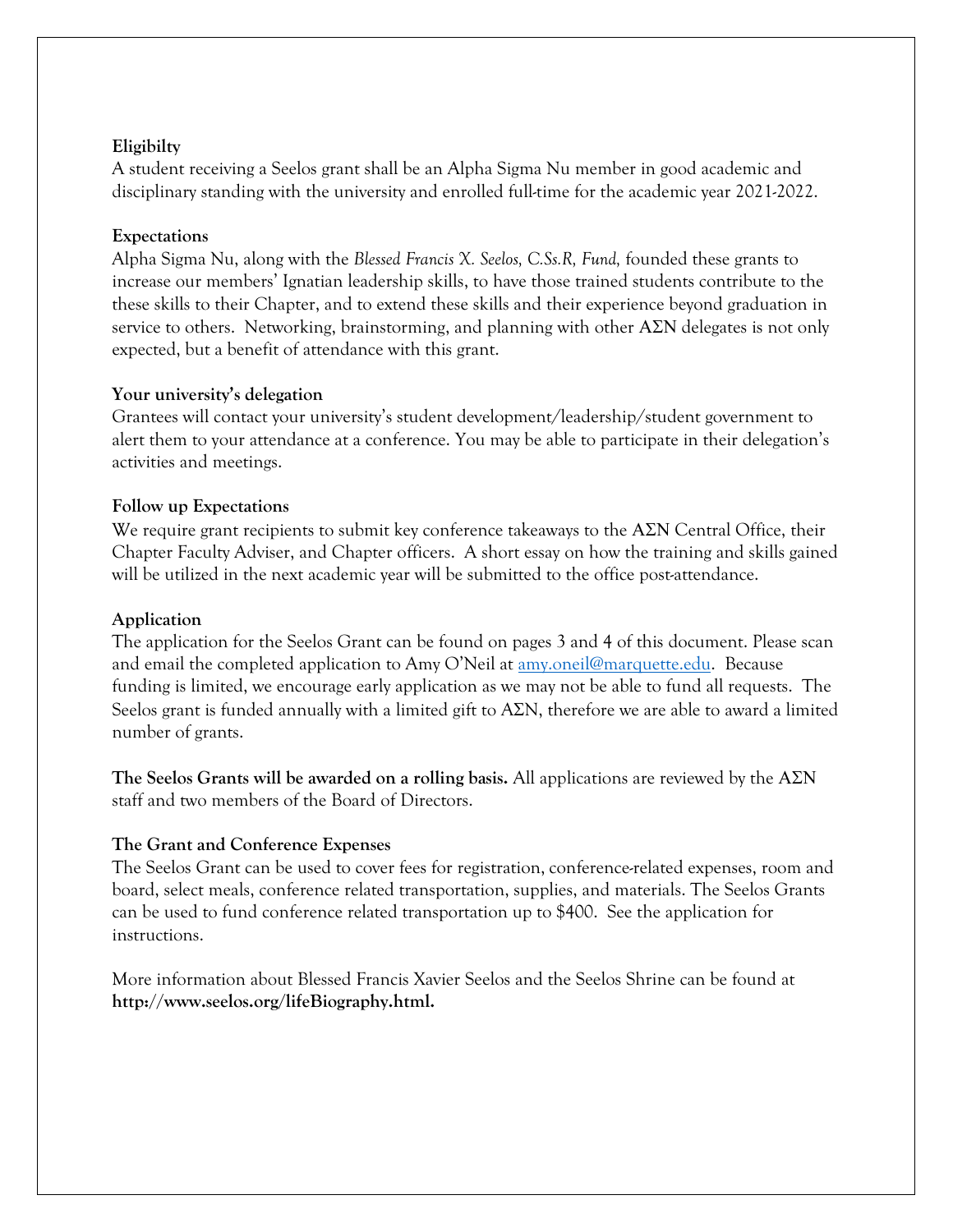**Eligibilty**

A student receiving a Seelos grant shall be an Alpha Sigma Nu member in good academic and disciplinary standing with the university and enrolled full-time for the academic year 2021-2022.

**Expectations**

Alpha Sigma Nu, along with the *Blessed Francis X. Seelos, C.Ss.R, Fund,* founded these grants to increase our members' Ignatian leadership skills, to have those trained students contribute to the these skills to their Chapter, and to extend these skills and their experience beyond graduation in service to others. Networking, brainstorming, and planning with other ΑΣΝ delegates is not only expected, but a benefit of attendance with this grant.

**Your university's delegation**

Grantees will contact your university's student development/leadership/student government to alert them to your attendance at a conference. You may be able to participate in their delegation's activities and meetings.

**Follow up Expectations**

We require grant recipients to submit key conference takeaways to the ΑΣΝ Central Office, their Chapter Faculty Adviser, and Chapter officers. A short essay on how the training and skills gained will be utilized in the next academic year will be submitted to the office post-attendance.

**Application**

The application for the Seelos Grant can be found on pages 3 and 4 of this document. Please scan and email the completed application to Amy O'Neil at amy.oneil@marquette.edu. Because funding is limited, we encourage early application as we may not be able to fund all requests. The Seelos grant is funded annually with a limited gift to ΑΣΝ, therefore we are able to award a limited number of grants.

**The Seelos Grants will be awarded on a rolling basis.** All applications are reviewed by the ΑΣΝ staff and two members of the Board of Directors.

**The Grant and Conference Expenses**

The Seelos Grant can be used to cover fees for registration, conference-related expenses, room and board, select meals, conference related transportation, supplies, and materials. The Seelos Grants can be used to fund conference related transportation up to $400. See the application for instructions.

More information about Blessed Francis Xavier Seelos and the Seelos Shrine can be found at **http://www.seelos.org/lifeBiography.html.**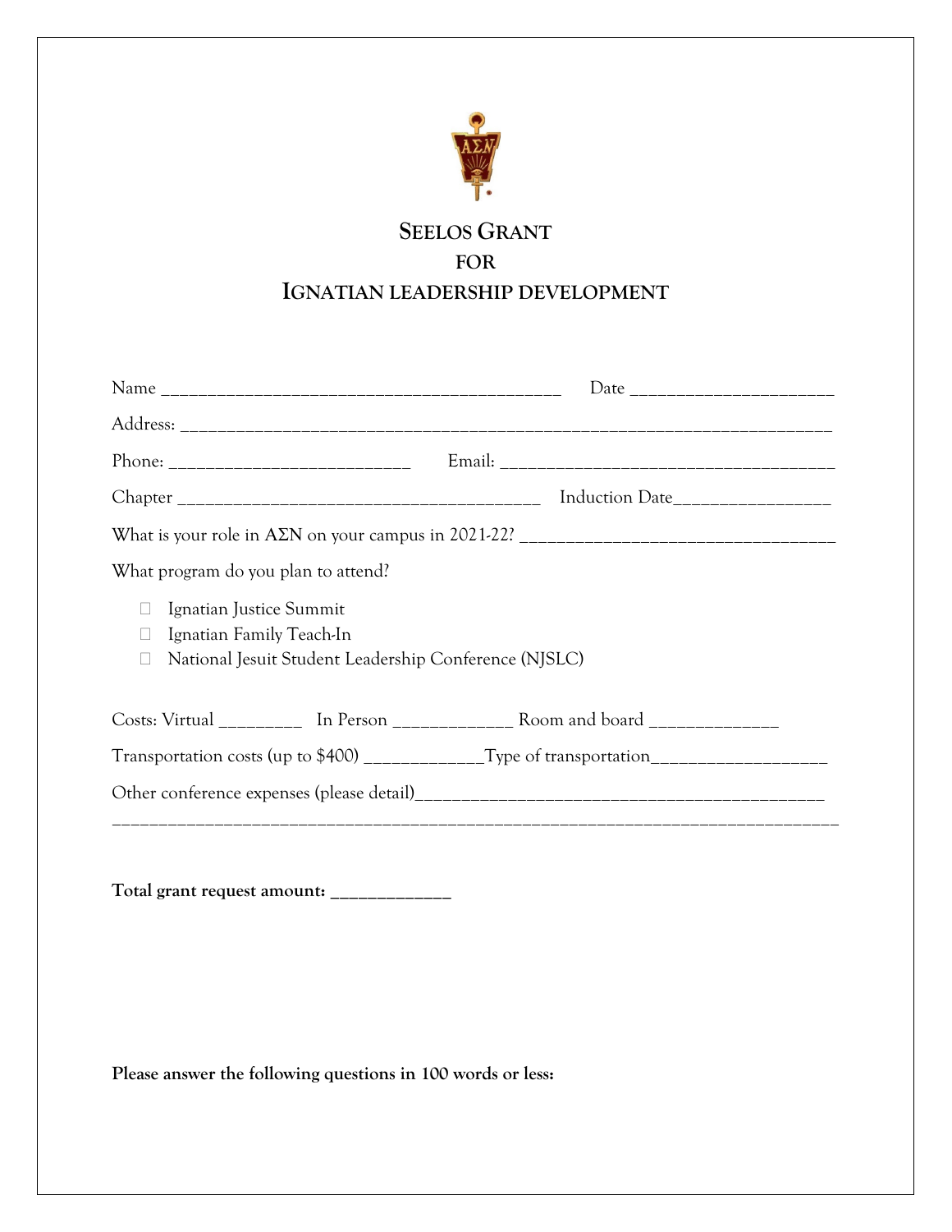# SEELOS GRANT
## FOR
## IGNATIAN LEADERSHIP DEVELOPMENT

Name ___________________________________________ Date _____________________

Address: _______________________________________________________________________

Phone: _________________________ Email: ____________________________________

Chapter _______________________________________ Induction Date________________

What is your role in ΑΣΝ on your campus in 2021-22? ________________________________

What program do you plan to attend?

- ☐ Ignatian Justice Summit
- ☐ Ignatian Family Teach-In
- ☐ National Jesuit Student Leadership Conference (NJSLC)

Costs: Virtual _________ In Person _____________ Room and board ______________

Transportation costs (up to $400) _____________Type of transportation___________________

Other conference expenses (please detail)____________________________________________

_______________________________________________________________________________

**Total grant request amount: _____________**

**Please answer the following questions in 100 words or less:**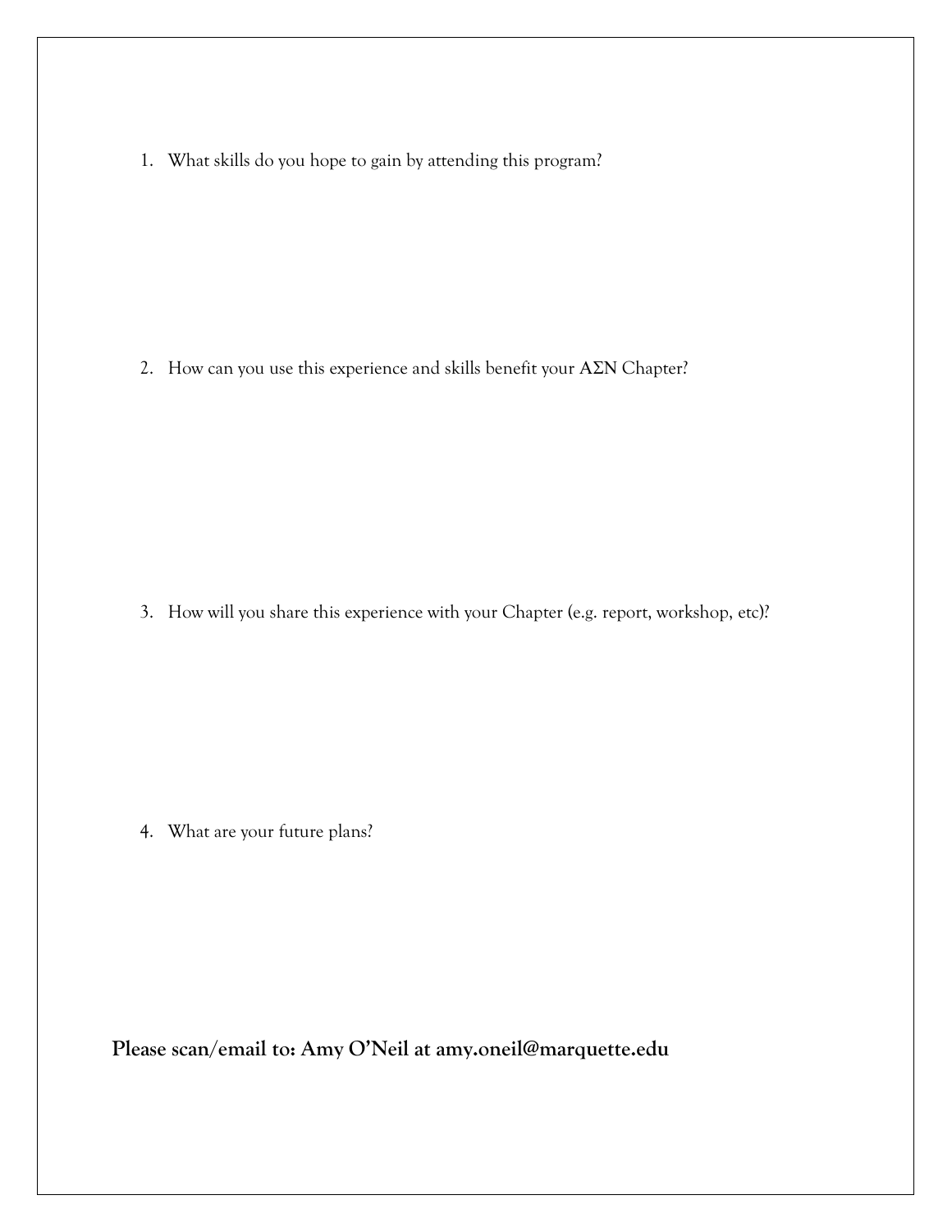1. What skills do you hope to gain by attending this program?

2. How can you use this experience and skills benefit your **ΑΣΝ** Chapter?

3. How will you share this experience with your Chapter (e.g. report, workshop, etc)?

4. What are your future plans?

**Please scan/email to: Amy O'Neil at amy.oneil@marquette.edu**